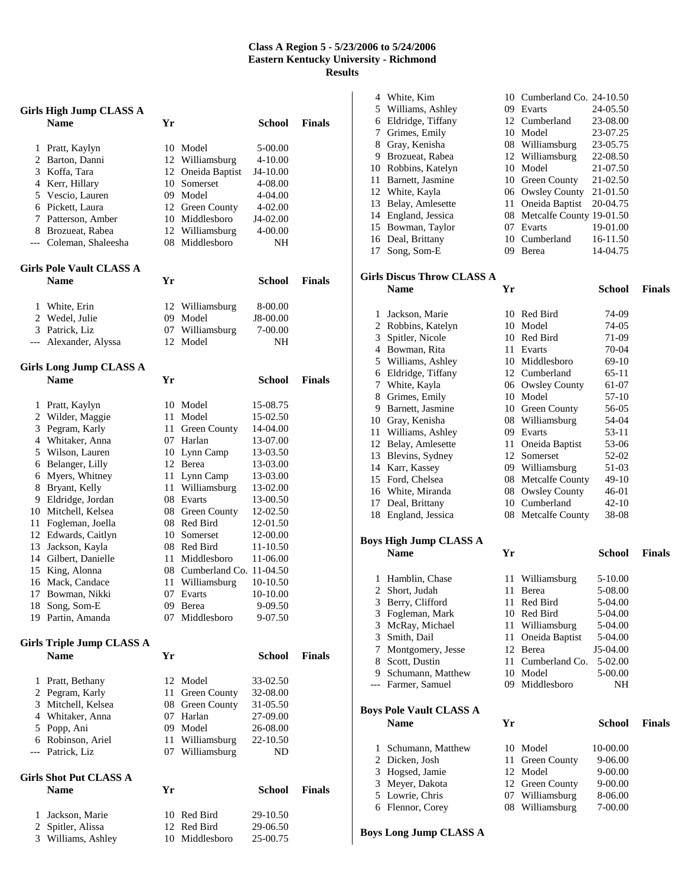# Class A Region 5 - 5/23/2006 to 5/24/2006
## Eastern Kentucky University - Richmond
## Results

### Girls High Jump CLASS A

| | Name | Yr | School | Finals |
|---|---|---|---|---|
| 1 | Pratt, Kaylyn | 10 | Model | 5-00.00 |
| 2 | Barton, Danni | 12 | Williamsburg | 4-10.00 |
| 3 | Koffa, Tara | 12 | Oneida Baptist | J4-10.00 |
| 4 | Kerr, Hillary | 10 | Somerset | 4-08.00 |
| 5 | Vescio, Lauren | 09 | Model | 4-04.00 |
| 6 | Pickett, Laura | 12 | Green County | 4-02.00 |
| 7 | Patterson, Amber | 10 | Middlesboro | J4-02.00 |
| 8 | Brozueat, Rabea | 12 | Williamsburg | 4-00.00 |
| --- | Coleman, Shaleesha | 08 | Middlesboro | NH |

### Girls Pole Vault CLASS A

| | Name | Yr | School | Finals |
|---|---|---|---|---|
| 1 | White, Erin | 12 | Williamsburg | 8-00.00 |
| 2 | Wedel, Julie | 09 | Model | J8-00.00 |
| 3 | Patrick, Liz | 07 | Williamsburg | 7-00.00 |
| --- | Alexander, Alyssa | 12 | Model | NH |

### Girls Long Jump CLASS A

| | Name | Yr | School | Finals |
|---|---|---|---|---|
| 1 | Pratt, Kaylyn | 10 | Model | 15-08.75 |
| 2 | Wilder, Maggie | 11 | Model | 15-02.50 |
| 3 | Pegram, Karly | 11 | Green County | 14-04.00 |
| 4 | Whitaker, Anna | 07 | Harlan | 13-07.00 |
| 5 | Wilson, Lauren | 10 | Lynn Camp | 13-03.50 |
| 6 | Belanger, Lilly | 12 | Berea | 13-03.00 |
| 6 | Myers, Whitney | 11 | Lynn Camp | 13-03.00 |
| 8 | Bryant, Kelly | 11 | Williamsburg | 13-02.00 |
| 9 | Eldridge, Jordan | 08 | Evarts | 13-00.50 |
| 10 | Mitchell, Kelsea | 08 | Green County | 12-02.50 |
| 11 | Fogleman, Joella | 08 | Red Bird | 12-01.50 |
| 12 | Edwards, Caitlyn | 10 | Somerset | 12-00.00 |
| 13 | Jackson, Kayla | 08 | Red Bird | 11-10.50 |
| 14 | Gilbert, Danielle | 11 | Middlesboro | 11-06.00 |
| 15 | King, Alonna | 08 | Cumberland Co. | 11-04.50 |
| 16 | Mack, Candace | 11 | Williamsburg | 10-10.50 |
| 17 | Bowman, Nikki | 07 | Evarts | 10-10.00 |
| 18 | Song, Som-E | 09 | Berea | 9-09.50 |
| 19 | Partin, Amanda | 07 | Middlesboro | 9-07.50 |

### Girls Triple Jump CLASS A

| | Name | Yr | School | Finals |
|---|---|---|---|---|
| 1 | Pratt, Bethany | 12 | Model | 33-02.50 |
| 2 | Pegram, Karly | 11 | Green County | 32-08.00 |
| 3 | Mitchell, Kelsea | 08 | Green County | 31-05.50 |
| 4 | Whitaker, Anna | 07 | Harlan | 27-09.00 |
| 5 | Popp, Ani | 09 | Model | 26-08.00 |
| 6 | Robinson, Ariel | 11 | Williamsburg | 22-10.50 |
| --- | Patrick, Liz | 07 | Williamsburg | ND |

### Girls Shot Put CLASS A

| | Name | Yr | School | Finals |
|---|---|---|---|---|
| 1 | Jackson, Marie | 10 | Red Bird | 29-10.50 |
| 2 | Spitler, Alissa | 12 | Red Bird | 29-06.50 |
| 3 | Williams, Ashley | 10 | Middlesboro | 25-00.75 |
| 4 | White, Kim | 10 | Cumberland Co. | 24-10.50 |
| 5 | Williams, Ashley | 09 | Evarts | 24-05.50 |
| 6 | Eldridge, Tiffany | 12 | Cumberland | 23-08.00 |
| 7 | Grimes, Emily | 10 | Model | 23-07.25 |
| 8 | Gray, Kenisha | 08 | Williamsburg | 23-05.75 |
| 9 | Brozueat, Rabea | 12 | Williamsburg | 22-08.50 |
| 10 | Robbins, Katelyn | 10 | Model | 21-07.50 |
| 11 | Barnett, Jasmine | 10 | Green County | 21-02.50 |
| 12 | White, Kayla | 06 | Owsley County | 21-01.50 |
| 13 | Belay, Amlesette | 11 | Oneida Baptist | 20-04.75 |
| 14 | England, Jessica | 08 | Metcalfe County | 19-01.50 |
| 15 | Bowman, Taylor | 07 | Evarts | 19-01.00 |
| 16 | Deal, Brittany | 10 | Cumberland | 16-11.50 |
| 17 | Song, Som-E | 09 | Berea | 14-04.75 |

### Girls Discus Throw CLASS A

| | Name | Yr | School | Finals |
|---|---|---|---|---|
| 1 | Jackson, Marie | 10 | Red Bird | 74-09 |
| 2 | Robbins, Katelyn | 10 | Model | 74-05 |
| 3 | Spitler, Nicole | 10 | Red Bird | 71-09 |
| 4 | Bowman, Rita | 11 | Evarts | 70-04 |
| 5 | Williams, Ashley | 10 | Middlesboro | 69-10 |
| 6 | Eldridge, Tiffany | 12 | Cumberland | 65-11 |
| 7 | White, Kayla | 06 | Owsley County | 61-07 |
| 8 | Grimes, Emily | 10 | Model | 57-10 |
| 9 | Barnett, Jasmine | 10 | Green County | 56-05 |
| 10 | Gray, Kenisha | 08 | Williamsburg | 54-04 |
| 11 | Williams, Ashley | 09 | Evarts | 53-11 |
| 12 | Belay, Amlesette | 11 | Oneida Baptist | 53-06 |
| 13 | Blevins, Sydney | 12 | Somerset | 52-02 |
| 14 | Karr, Kassey | 09 | Williamsburg | 51-03 |
| 15 | Ford, Chelsea | 08 | Metcalfe County | 49-10 |
| 16 | White, Miranda | 08 | Owsley County | 46-01 |
| 17 | Deal, Brittany | 10 | Cumberland | 42-10 |
| 18 | England, Jessica | 08 | Metcalfe County | 38-08 |

### Boys High Jump CLASS A

| | Name | Yr | School | Finals |
|---|---|---|---|---|
| 1 | Hamblin, Chase | 11 | Williamsburg | 5-10.00 |
| 2 | Short, Judah | 11 | Berea | 5-08.00 |
| 3 | Berry, Clifford | 11 | Red Bird | 5-04.00 |
| 3 | Fogleman, Mark | 10 | Red Bird | 5-04.00 |
| 3 | McRay, Michael | 11 | Williamsburg | 5-04.00 |
| 3 | Smith, Dail | 11 | Oneida Baptist | 5-04.00 |
| 7 | Montgomery, Jesse | 12 | Berea | J5-04.00 |
| 8 | Scott, Dustin | 11 | Cumberland Co. | 5-02.00 |
| 9 | Schumann, Matthew | 10 | Model | 5-00.00 |
| --- | Farmer, Samuel | 09 | Middlesboro | NH |

### Boys Pole Vault CLASS A

| | Name | Yr | School | Finals |
|---|---|---|---|---|
| 1 | Schumann, Matthew | 10 | Model | 10-00.00 |
| 2 | Dicken, Josh | 11 | Green County | 9-06.00 |
| 3 | Hogsed, Jamie | 12 | Model | 9-00.00 |
| 3 | Meyer, Dakota | 12 | Green County | 9-00.00 |
| 5 | Lowrie, Chris | 07 | Williamsburg | 8-06.00 |
| 6 | Flennor, Corey | 08 | Williamsburg | 7-00.00 |

### Boys Long Jump CLASS A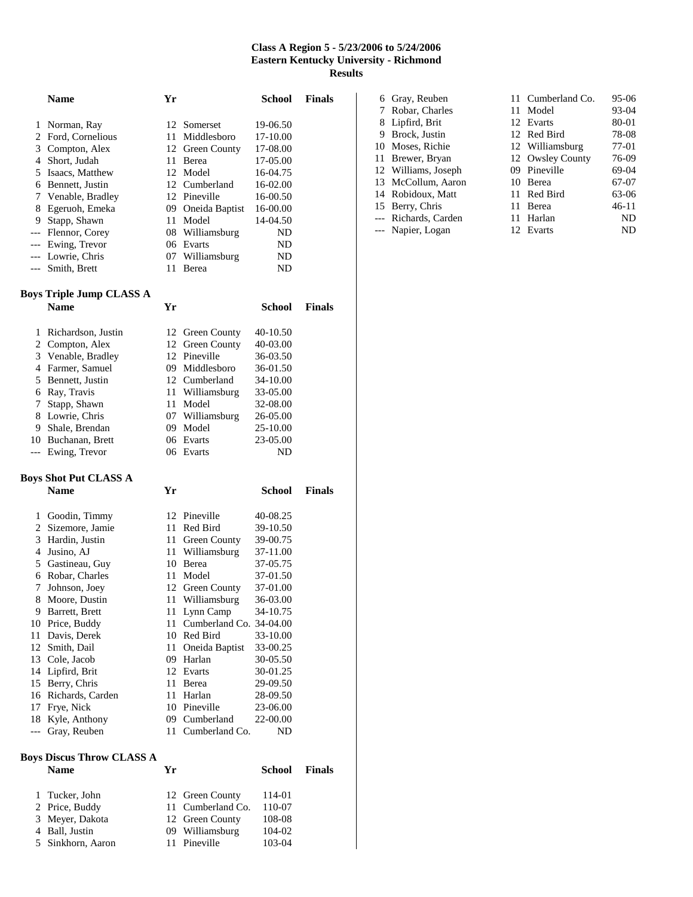**Class A Region 5 - 5/23/2006 to 5/24/2006**
**Eastern Kentucky University - Richmond**
**Results**

| | Name | Yr | School | Finals |
|---|---|---|---|---|
| 1 | Norman, Ray | 12 | Somerset | 19-06.50 |
| 2 | Ford, Cornelious | 11 | Middlesboro | 17-10.00 |
| 3 | Compton, Alex | 12 | Green County | 17-08.00 |
| 4 | Short, Judah | 11 | Berea | 17-05.00 |
| 5 | Isaacs, Matthew | 12 | Model | 16-04.75 |
| 6 | Bennett, Justin | 12 | Cumberland | 16-02.00 |
| 7 | Venable, Bradley | 12 | Pineville | 16-00.50 |
| 8 | Egeruoh, Emeka | 09 | Oneida Baptist | 16-00.00 |
| 9 | Stapp, Shawn | 11 | Model | 14-04.50 |
| --- | Flennor, Corey | 08 | Williamsburg | ND |
| --- | Ewing, Trevor | 06 | Evarts | ND |
| --- | Lowrie, Chris | 07 | Williamsburg | ND |
| --- | Smith, Brett | 11 | Berea | ND |

**Boys Triple Jump CLASS A**

| | Name | Yr | School | Finals |
|---|---|---|---|---|
| 1 | Richardson, Justin | 12 | Green County | 40-10.50 |
| 2 | Compton, Alex | 12 | Green County | 40-03.00 |
| 3 | Venable, Bradley | 12 | Pineville | 36-03.50 |
| 4 | Farmer, Samuel | 09 | Middlesboro | 36-01.50 |
| 5 | Bennett, Justin | 12 | Cumberland | 34-10.00 |
| 6 | Ray, Travis | 11 | Williamsburg | 33-05.00 |
| 7 | Stapp, Shawn | 11 | Model | 32-08.00 |
| 8 | Lowrie, Chris | 07 | Williamsburg | 26-05.00 |
| 9 | Shale, Brendan | 09 | Model | 25-10.00 |
| 10 | Buchanan, Brett | 06 | Evarts | 23-05.00 |
| --- | Ewing, Trevor | 06 | Evarts | ND |

**Boys Shot Put CLASS A**

| | Name | Yr | School | Finals |
|---|---|---|---|---|
| 1 | Goodin, Timmy | 12 | Pineville | 40-08.25 |
| 2 | Sizemore, Jamie | 11 | Red Bird | 39-10.50 |
| 3 | Hardin, Justin | 11 | Green County | 39-00.75 |
| 4 | Jusino, AJ | 11 | Williamsburg | 37-11.00 |
| 5 | Gastineau, Guy | 10 | Berea | 37-05.75 |
| 6 | Robar, Charles | 11 | Model | 37-01.50 |
| 7 | Johnson, Joey | 12 | Green County | 37-01.00 |
| 8 | Moore, Dustin | 11 | Williamsburg | 36-03.00 |
| 9 | Barrett, Brett | 11 | Lynn Camp | 34-10.75 |
| 10 | Price, Buddy | 11 | Cumberland Co. | 34-04.00 |
| 11 | Davis, Derek | 10 | Red Bird | 33-10.00 |
| 12 | Smith, Dail | 11 | Oneida Baptist | 33-00.25 |
| 13 | Cole, Jacob | 09 | Harlan | 30-05.50 |
| 14 | Lipfird, Brit | 12 | Evarts | 30-01.25 |
| 15 | Berry, Chris | 11 | Berea | 29-09.50 |
| 16 | Richards, Carden | 11 | Harlan | 28-09.50 |
| 17 | Frye, Nick | 10 | Pineville | 23-06.00 |
| 18 | Kyle, Anthony | 09 | Cumberland | 22-00.00 |
| --- | Gray, Reuben | 11 | Cumberland Co. | ND |

**Boys Discus Throw CLASS A**

| | Name | Yr | School | Finals |
|---|---|---|---|---|
| 1 | Tucker, John | 12 | Green County | 114-01 |
| 2 | Price, Buddy | 11 | Cumberland Co. | 110-07 |
| 3 | Meyer, Dakota | 12 | Green County | 108-08 |
| 4 | Ball, Justin | 09 | Williamsburg | 104-02 |
| 5 | Sinkhorn, Aaron | 11 | Pineville | 103-04 |
| 6 | Gray, Reuben | 11 | Cumberland Co. | 95-06 |
| 7 | Robar, Charles | 11 | Model | 93-04 |
| 8 | Lipfird, Brit | 12 | Evarts | 80-01 |
| 9 | Brock, Justin | 12 | Red Bird | 78-08 |
| 10 | Moses, Richie | 12 | Williamsburg | 77-01 |
| 11 | Brewer, Bryan | 12 | Owsley County | 76-09 |
| 12 | Williams, Joseph | 09 | Pineville | 69-04 |
| 13 | McCollum, Aaron | 10 | Berea | 67-07 |
| 14 | Robidoux, Matt | 11 | Red Bird | 63-06 |
| 15 | Berry, Chris | 11 | Berea | 46-11 |
| --- | Richards, Carden | 11 | Harlan | ND |
| --- | Napier, Logan | 12 | Evarts | ND |